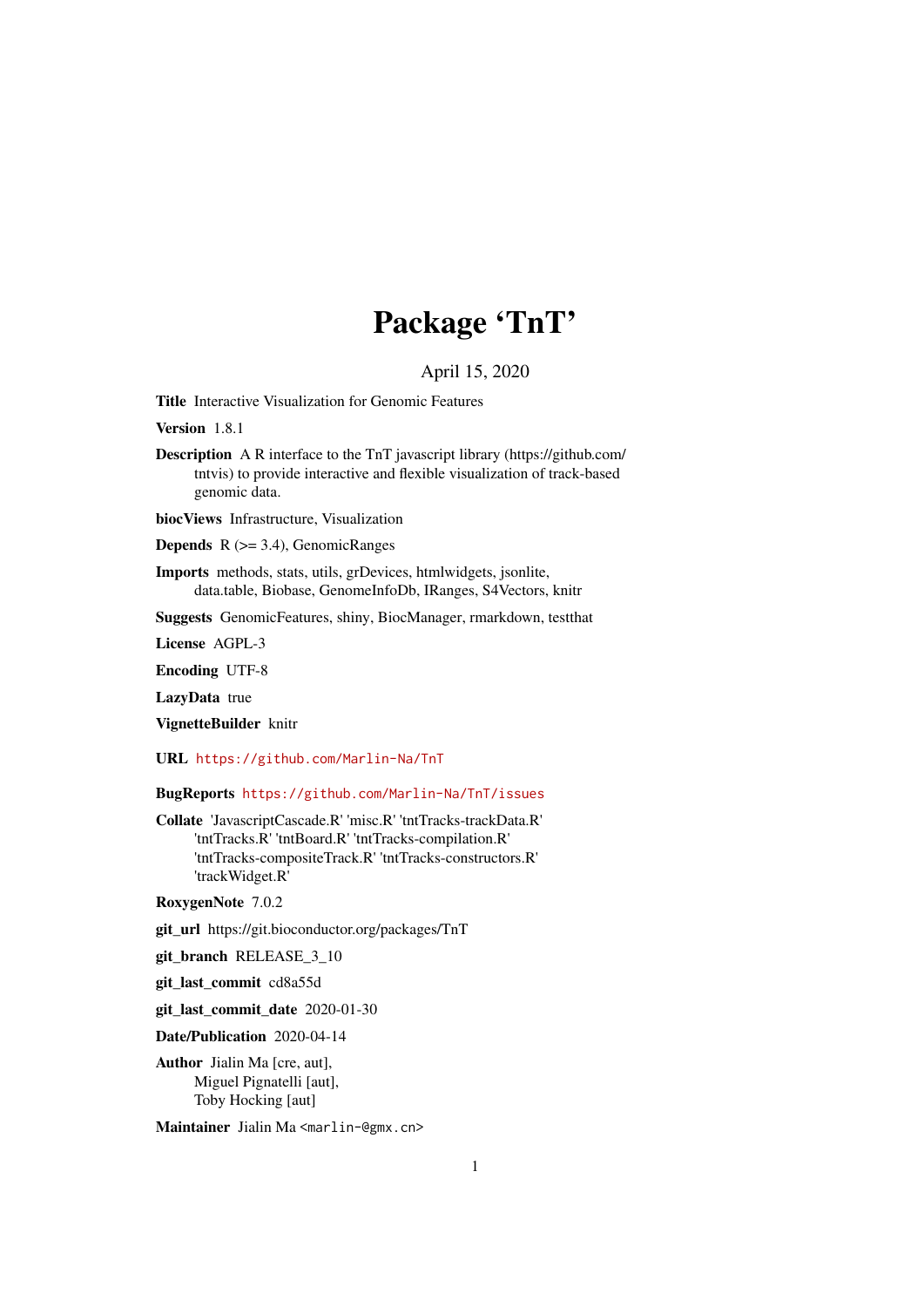# Package 'TnT'

April 15, 2020

**Title** Interactive Visualization for Genomic Features

**Version** 1.8.1

**Description** A R interface to the TnT javascript library (https://github.com/tntvis) to provide interactive and flexible visualization of track-based genomic data.

**biocViews** Infrastructure, Visualization

**Depends** R (>= 3.4), GenomicRanges

**Imports** methods, stats, utils, grDevices, htmlwidgets, jsonlite, data.table, Biobase, GenomeInfoDb, IRanges, S4Vectors, knitr

**Suggests** GenomicFeatures, shiny, BiocManager, rmarkdown, testthat

**License** AGPL-3

**Encoding** UTF-8

**LazyData** true

**VignetteBuilder** knitr

**URL** https://github.com/Marlin-Na/TnT

**BugReports** https://github.com/Marlin-Na/TnT/issues

**Collate** 'JavascriptCascade.R' 'misc.R' 'tntTracks-trackData.R' 'tntTracks.R' 'tntBoard.R' 'tntTracks-compilation.R' 'tntTracks-compositeTrack.R' 'tntTracks-constructors.R' 'trackWidget.R'

**RoxygenNote** 7.0.2

**git_url** https://git.bioconductor.org/packages/TnT

**git_branch** RELEASE_3_10

**git_last_commit** cd8a55d

**git_last_commit_date** 2020-01-30

**Date/Publication** 2020-04-14

**Author** Jialin Ma [cre, aut],
Miguel Pignatelli [aut],
Toby Hocking [aut]

**Maintainer** Jialin Ma <marlin-@gmx.cn>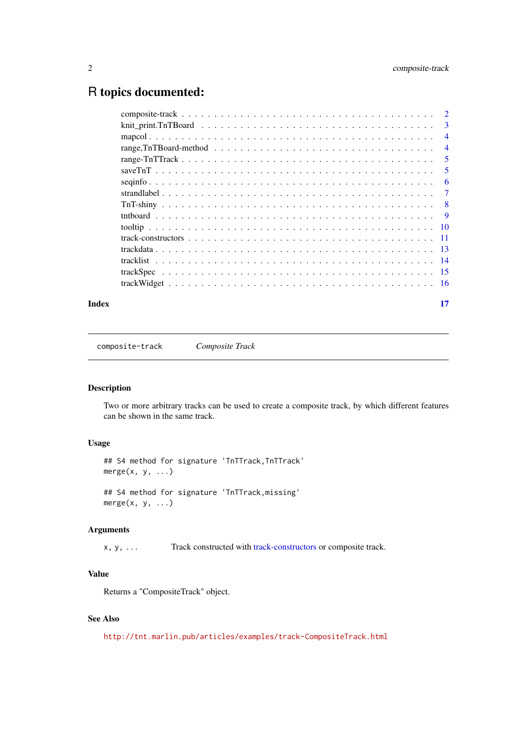# R topics documented:

| | |
|---|---|
| composite-track | 2 |
| knit_print.TnTBoard | 3 |
| mapcol | 4 |
| range,TnTBoard-method | 4 |
| range-TnTTrack | 5 |
| saveTnT | 5 |
| seqinfo | 6 |
| strandlabel | 7 |
| TnT-shiny | 8 |
| tntboard | 9 |
| tooltip | 10 |
| track-constructors | 11 |
| trackdata | 13 |
| tracklist | 14 |
| trackSpec | 15 |
| trackWidget | 16 |

**Index** 17

---

composite-track *Composite Track*

---

## Description

Two or more arbitrary tracks can be used to create a composite track, by which different features can be shown in the same track.

## Usage

```
## S4 method for signature 'TnTTrack,TnTTrack'
merge(x, y, ...)

## S4 method for signature 'TnTTrack,missing'
merge(x, y, ...)
```

## Arguments

| | |
|---|---|
| x, y, ... | Track constructed with track-constructors or composite track. |

## Value

Returns a "CompositeTrack" object.

## See Also

http://tnt.marlin.pub/articles/examples/track-CompositeTrack.html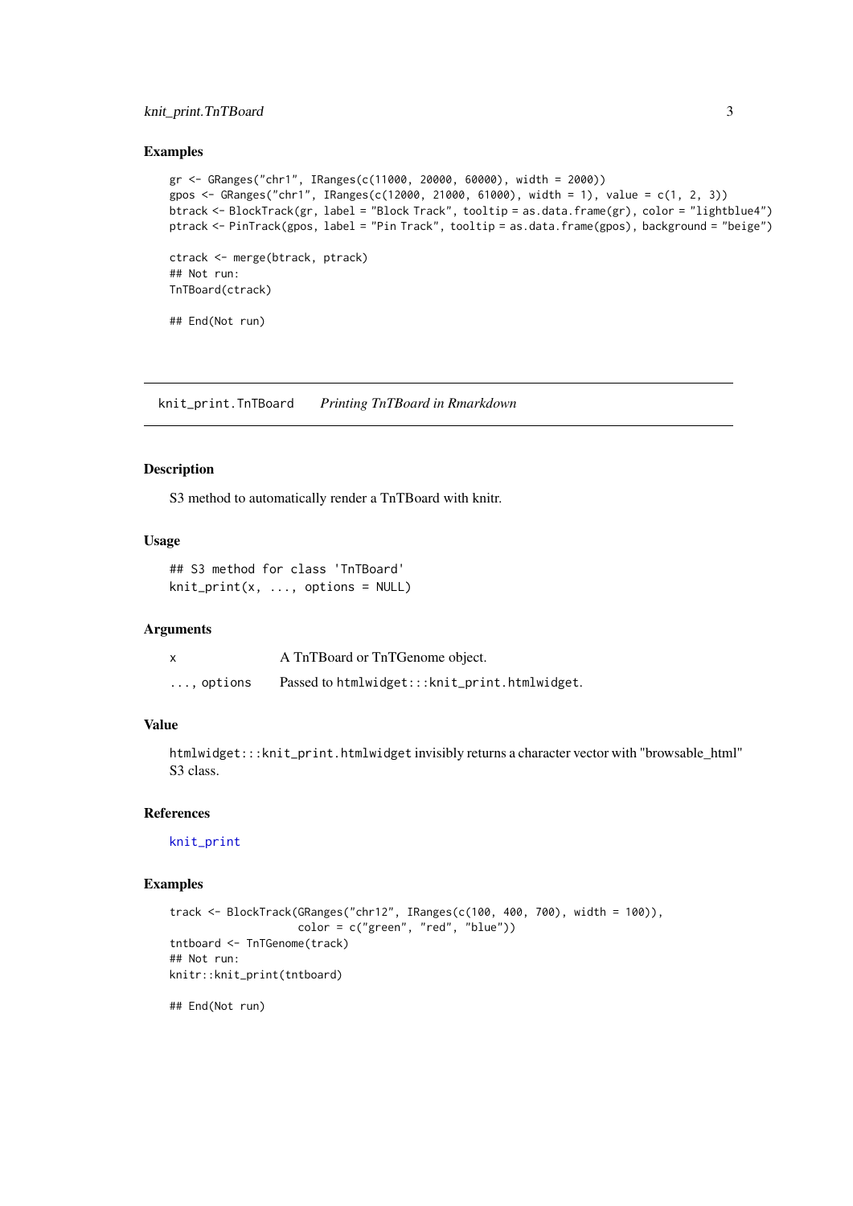### Examples

```
gr <- GRanges("chr1", IRanges(c(11000, 20000, 60000), width = 2000))
gpos <- GRanges("chr1", IRanges(c(12000, 21000, 61000), width = 1), value = c(1, 2, 3))
btrack <- BlockTrack(gr, label = "Block Track", tooltip = as.data.frame(gr), color = "lightblue4")
ptrack <- PinTrack(gpos, label = "Pin Track", tooltip = as.data.frame(gpos), background = "beige")

ctrack <- merge(btrack, ptrack)
## Not run:
TnTBoard(ctrack)

## End(Not run)
```

---

## knit_print.TnTBoard    *Printing TnTBoard in Rmarkdown*

---

### Description

S3 method to automatically render a TnTBoard with knitr.

### Usage

```
## S3 method for class 'TnTBoard'
knit_print(x, ..., options = NULL)
```

### Arguments

| | |
|---|---|
| x | A TnTBoard or TnTGenome object. |
| ..., options | Passed to htmlwidget:::knit_print.htmlwidget. |

### Value

htmlwidget:::knit_print.htmlwidget invisibly returns a character vector with "browsable_html" S3 class.

### References

knit_print

### Examples

```
track <- BlockTrack(GRanges("chr12", IRanges(c(100, 400, 700), width = 100)),
                    color = c("green", "red", "blue"))
tntboard <- TnTGenome(track)
## Not run:
knitr::knit_print(tntboard)

## End(Not run)
```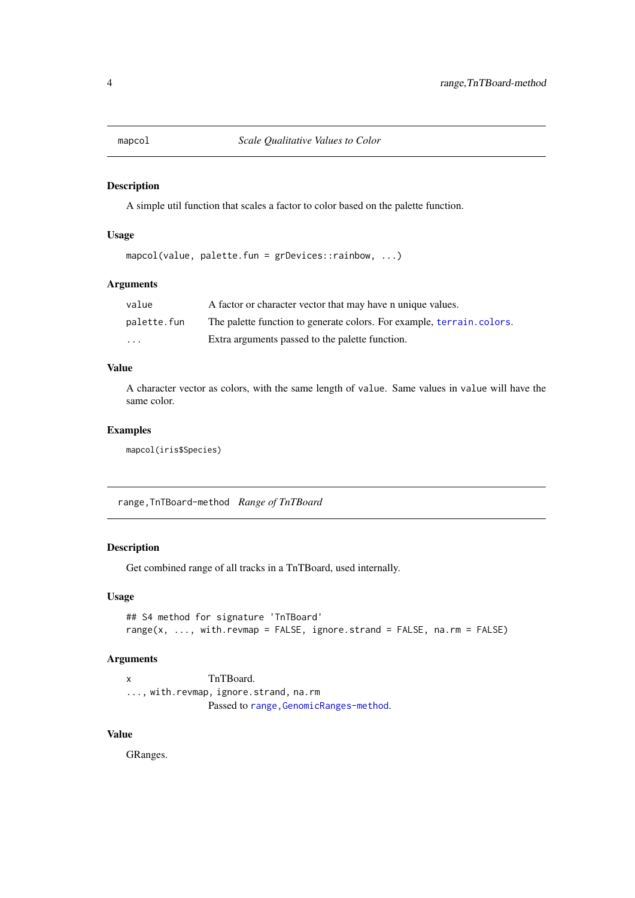## mapcol — *Scale Qualitative Values to Color*

### Description

A simple util function that scales a factor to color based on the palette function.

### Usage

```
mapcol(value, palette.fun = grDevices::rainbow, ...)
```

### Arguments

| | |
|---|---|
| `value` | A factor or character vector that may have n unique values. |
| `palette.fun` | The palette function to generate colors. For example, `terrain.colors`. |
| `...` | Extra arguments passed to the palette function. |

### Value

A character vector as colors, with the same length of `value`. Same values in `value` will have the same color.

### Examples

```
mapcol(iris$Species)
```

## range,TnTBoard-method — *Range of TnTBoard*

### Description

Get combined range of all tracks in a TnTBoard, used internally.

### Usage

```
## S4 method for signature 'TnTBoard'
range(x, ..., with.revmap = FALSE, ignore.strand = FALSE, na.rm = FALSE)
```

### Arguments

`x` — TnTBoard.

`..., with.revmap, ignore.strand, na.rm` — Passed to `range,GenomicRanges-method`.

### Value

GRanges.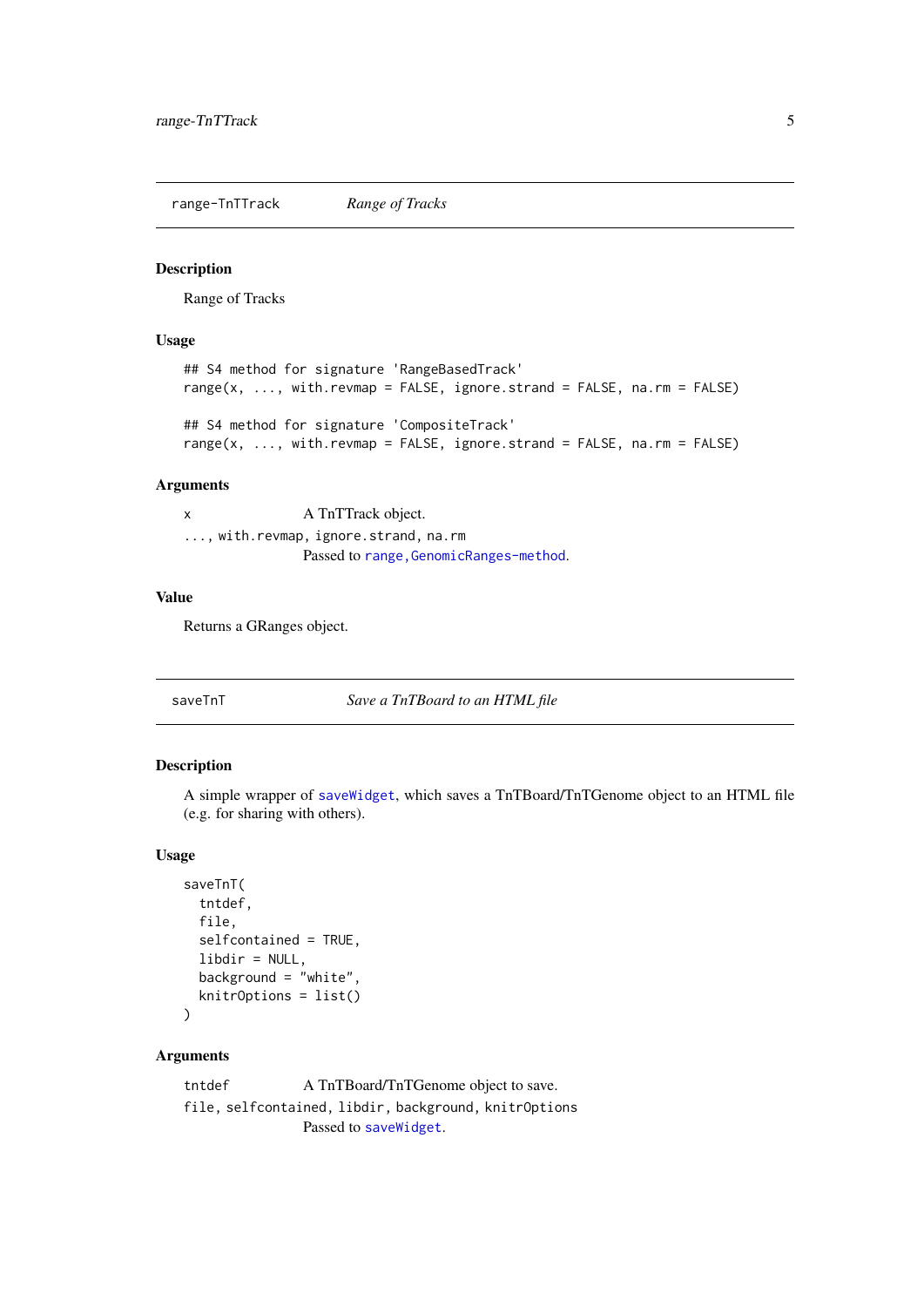## range-TnTTrack — *Range of Tracks*

### Description

Range of Tracks

### Usage

```
## S4 method for signature 'RangeBasedTrack'
range(x, ..., with.revmap = FALSE, ignore.strand = FALSE, na.rm = FALSE)

## S4 method for signature 'CompositeTrack'
range(x, ..., with.revmap = FALSE, ignore.strand = FALSE, na.rm = FALSE)
```

### Arguments

`x` — A TnTTrack object.

`..., with.revmap, ignore.strand, na.rm` — Passed to `range,GenomicRanges-method`.

### Value

Returns a GRanges object.

## saveTnT — *Save a TnTBoard to an HTML file*

### Description

A simple wrapper of `saveWidget`, which saves a TnTBoard/TnTGenome object to an HTML file (e.g. for sharing with others).

### Usage

```
saveTnT(
  tntdef,
  file,
  selfcontained = TRUE,
  libdir = NULL,
  background = "white",
  knitrOptions = list()
)
```

### Arguments

`tntdef` — A TnTBoard/TnTGenome object to save.

`file, selfcontained, libdir, background, knitrOptions` — Passed to `saveWidget`.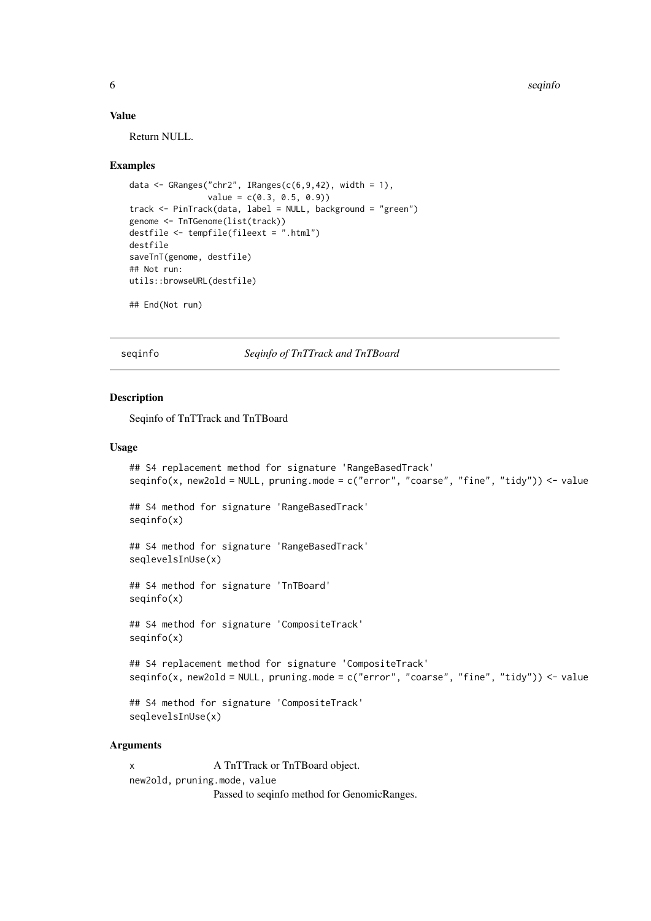## Value

Return NULL.

## Examples

```
data <- GRanges("chr2", IRanges(c(6,9,42), width = 1),
                value = c(0.3, 0.5, 0.9))
track <- PinTrack(data, label = NULL, background = "green")
genome <- TnTGenome(list(track))
destfile <- tempfile(fileext = ".html")
destfile
saveTnT(genome, destfile)
## Not run:
utils::browseURL(destfile)

## End(Not run)
```

---

seqinfo *Seqinfo of TnTTrack and TnTBoard*

---

## Description

Seqinfo of TnTTrack and TnTBoard

## Usage

```
## S4 replacement method for signature 'RangeBasedTrack'
seqinfo(x, new2old = NULL, pruning.mode = c("error", "coarse", "fine", "tidy")) <- value

## S4 method for signature 'RangeBasedTrack'
seqinfo(x)

## S4 method for signature 'RangeBasedTrack'
seqlevelsInUse(x)

## S4 method for signature 'TnTBoard'
seqinfo(x)

## S4 method for signature 'CompositeTrack'
seqinfo(x)

## S4 replacement method for signature 'CompositeTrack'
seqinfo(x, new2old = NULL, pruning.mode = c("error", "coarse", "fine", "tidy")) <- value

## S4 method for signature 'CompositeTrack'
seqlevelsInUse(x)
```

## Arguments

x A TnTTrack or TnTBoard object.

new2old, pruning.mode, value
Passed to seqinfo method for GenomicRanges.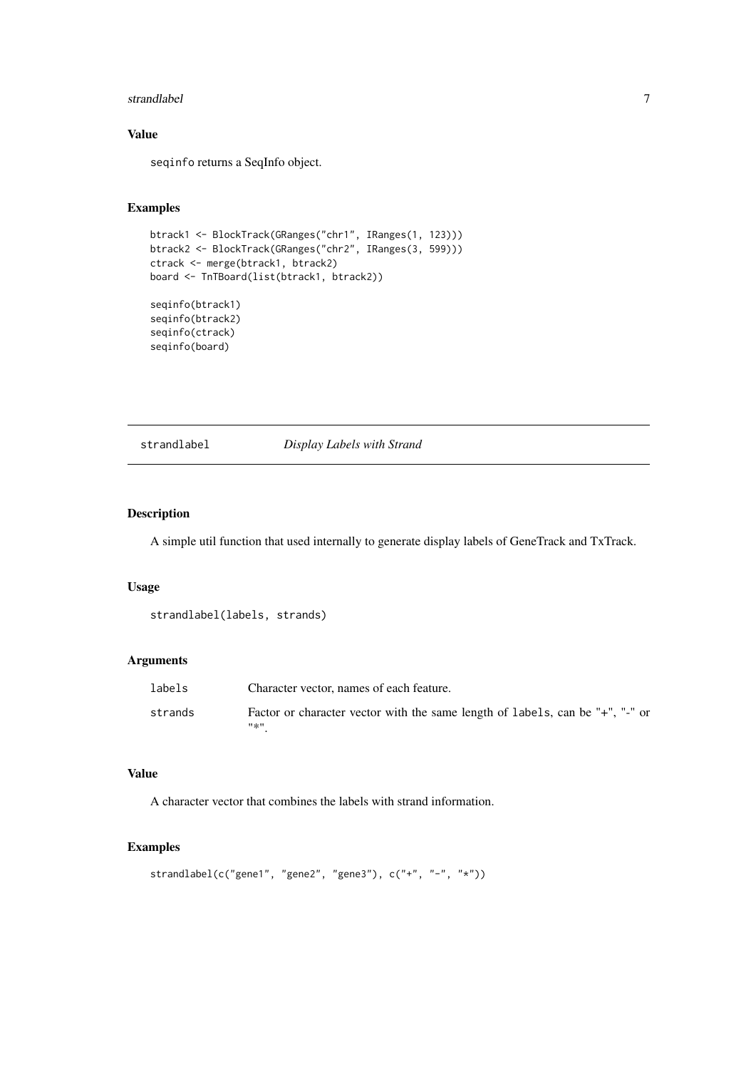## Value

`seqinfo` returns a SeqInfo object.

## Examples

```
btrack1 <- BlockTrack(GRanges("chr1", IRanges(1, 123)))
btrack2 <- BlockTrack(GRanges("chr2", IRanges(3, 599)))
ctrack <- merge(btrack1, btrack2)
board <- TnTBoard(list(btrack1, btrack2))

seqinfo(btrack1)
seqinfo(btrack2)
seqinfo(ctrack)
seqinfo(board)
```

---

# strandlabel    *Display Labels with Strand*

## Description

A simple util function that used internally to generate display labels of GeneTrack and TxTrack.

## Usage

```
strandlabel(labels, strands)
```

## Arguments

| | |
|---|---|
| labels | Character vector, names of each feature. |
| strands | Factor or character vector with the same length of `labels`, can be "+", "-" or "*". |

## Value

A character vector that combines the labels with strand information.

## Examples

```
strandlabel(c("gene1", "gene2", "gene3"), c("+", "-", "*"))
```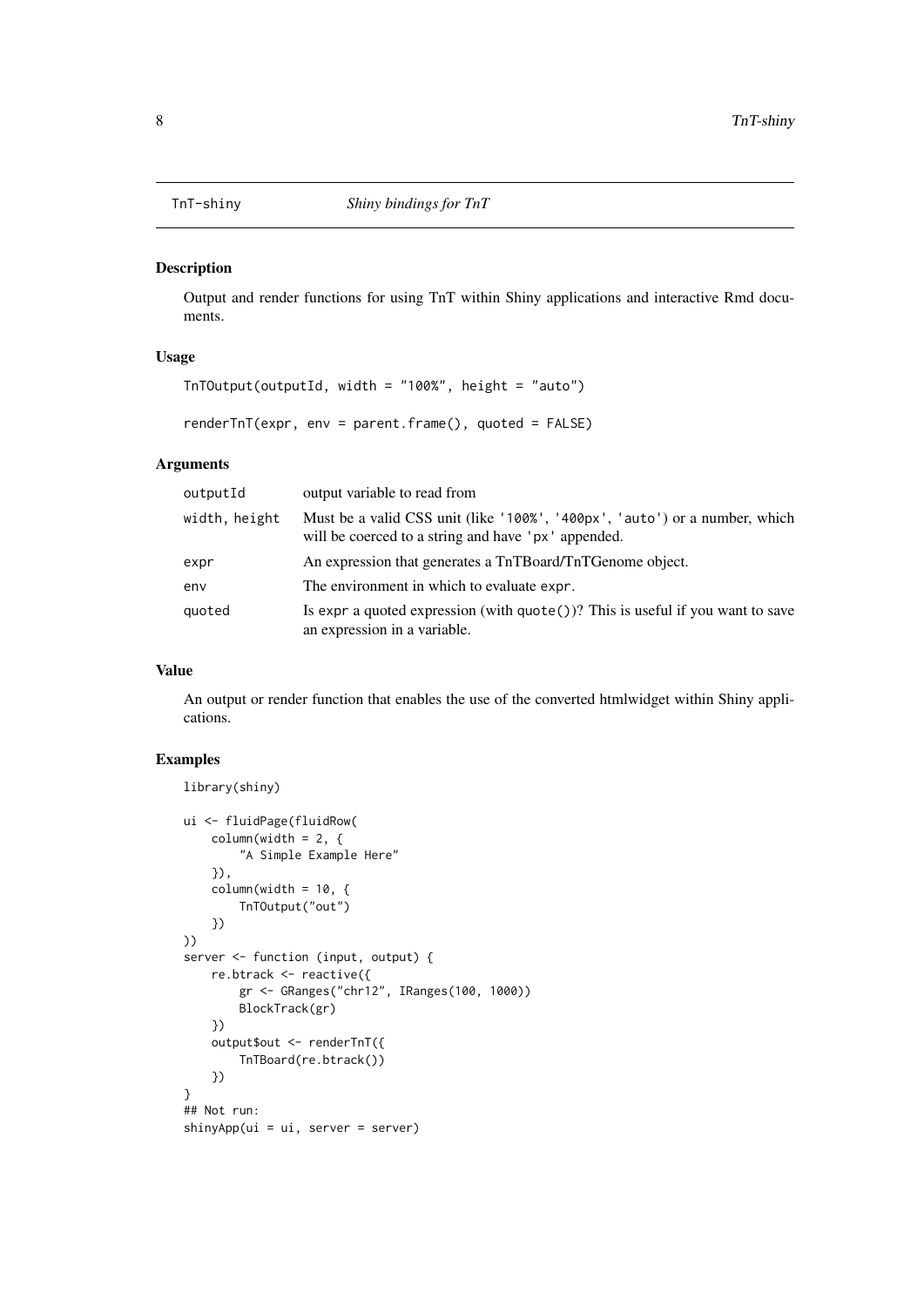# TnT-shiny — *Shiny bindings for TnT*

## Description

Output and render functions for using TnT within Shiny applications and interactive Rmd documents.

## Usage

```
TnTOutput(outputId, width = "100%", height = "auto")

renderTnT(expr, env = parent.frame(), quoted = FALSE)
```

## Arguments

| | |
|---|---|
| `outputId` | output variable to read from |
| `width, height` | Must be a valid CSS unit (like `'100%'`, `'400px'`, `'auto'`) or a number, which will be coerced to a string and have `'px'` appended. |
| `expr` | An expression that generates a TnTBoard/TnTGenome object. |
| `env` | The environment in which to evaluate `expr`. |
| `quoted` | Is `expr` a quoted expression (with `quote()`)? This is useful if you want to save an expression in a variable. |

## Value

An output or render function that enables the use of the converted htmlwidget within Shiny applications.

## Examples

```
library(shiny)

ui <- fluidPage(fluidRow(
    column(width = 2, {
        "A Simple Example Here"
    }),
    column(width = 10, {
        TnTOutput("out")
    })
))
server <- function (input, output) {
    re.btrack <- reactive({
        gr <- GRanges("chr12", IRanges(100, 1000))
        BlockTrack(gr)
    })
    output$out <- renderTnT({
        TnTBoard(re.btrack())
    })
}
## Not run:
shinyApp(ui = ui, server = server)
```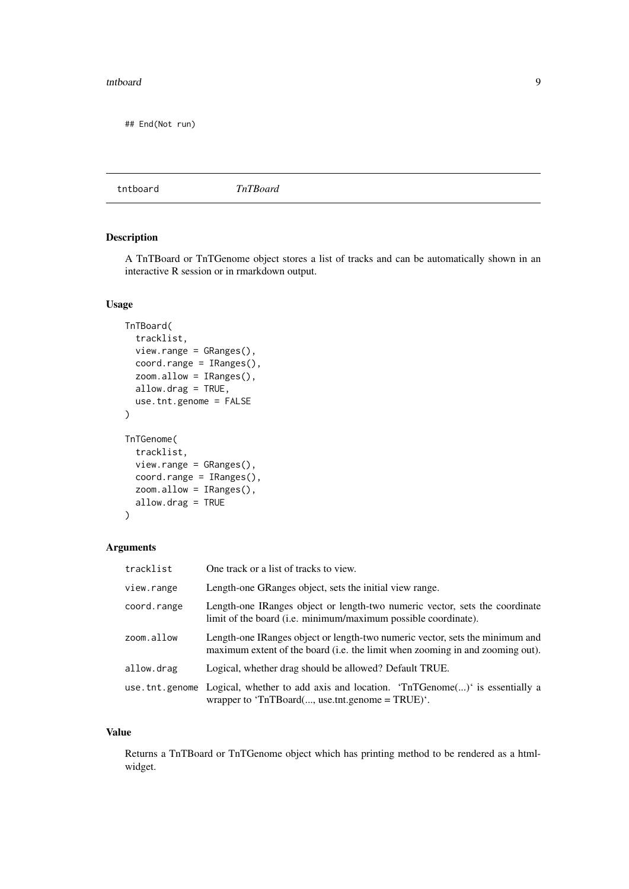```
## End(Not run)
```

---

tntboard *TnTBoard*

---

## Description

A TnTBoard or TnTGenome object stores a list of tracks and can be automatically shown in an interactive R session or in rmarkdown output.

## Usage

```
TnTBoard(
  tracklist,
  view.range = GRanges(),
  coord.range = IRanges(),
  zoom.allow = IRanges(),
  allow.drag = TRUE,
  use.tnt.genome = FALSE
)

TnTGenome(
  tracklist,
  view.range = GRanges(),
  coord.range = IRanges(),
  zoom.allow = IRanges(),
  allow.drag = TRUE
)
```

## Arguments

| | |
|---|---|
| `tracklist` | One track or a list of tracks to view. |
| `view.range` | Length-one GRanges object, sets the initial view range. |
| `coord.range` | Length-one IRanges object or length-two numeric vector, sets the coordinate limit of the board (i.e. minimum/maximum possible coordinate). |
| `zoom.allow` | Length-one IRanges object or length-two numeric vector, sets the minimum and maximum extent of the board (i.e. the limit when zooming in and zooming out). |
| `allow.drag` | Logical, whether drag should be allowed? Default TRUE. |
| `use.tnt.genome` | Logical, whether to add axis and location. 'TnTGenome(...)' is essentially a wrapper to 'TnTBoard(..., use.tnt.genome = TRUE)'. |

## Value

Returns a TnTBoard or TnTGenome object which has printing method to be rendered as a html-widget.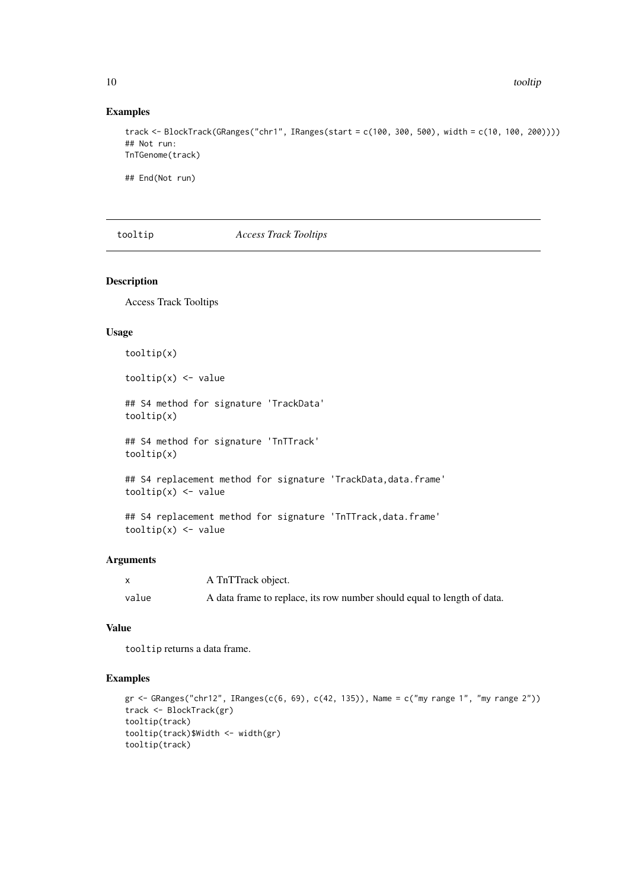### Examples

```
track <- BlockTrack(GRanges("chr1", IRanges(start = c(100, 300, 500), width = c(10, 100, 200))))
## Not run:
TnTGenome(track)

## End(Not run)
```

---

## tooltip — *Access Track Tooltips*

### Description

Access Track Tooltips

### Usage

```
tooltip(x)

tooltip(x) <- value

## S4 method for signature 'TrackData'
tooltip(x)

## S4 method for signature 'TnTTrack'
tooltip(x)

## S4 replacement method for signature 'TrackData,data.frame'
tooltip(x) <- value

## S4 replacement method for signature 'TnTTrack,data.frame'
tooltip(x) <- value
```

### Arguments

| | |
|---|---|
| x | A TnTTrack object. |
| value | A data frame to replace, its row number should equal to length of data. |

### Value

`tooltip` returns a data frame.

### Examples

```
gr <- GRanges("chr12", IRanges(c(6, 69), c(42, 135)), Name = c("my range 1", "my range 2"))
track <- BlockTrack(gr)
tooltip(track)
tooltip(track)$Width <- width(gr)
tooltip(track)
```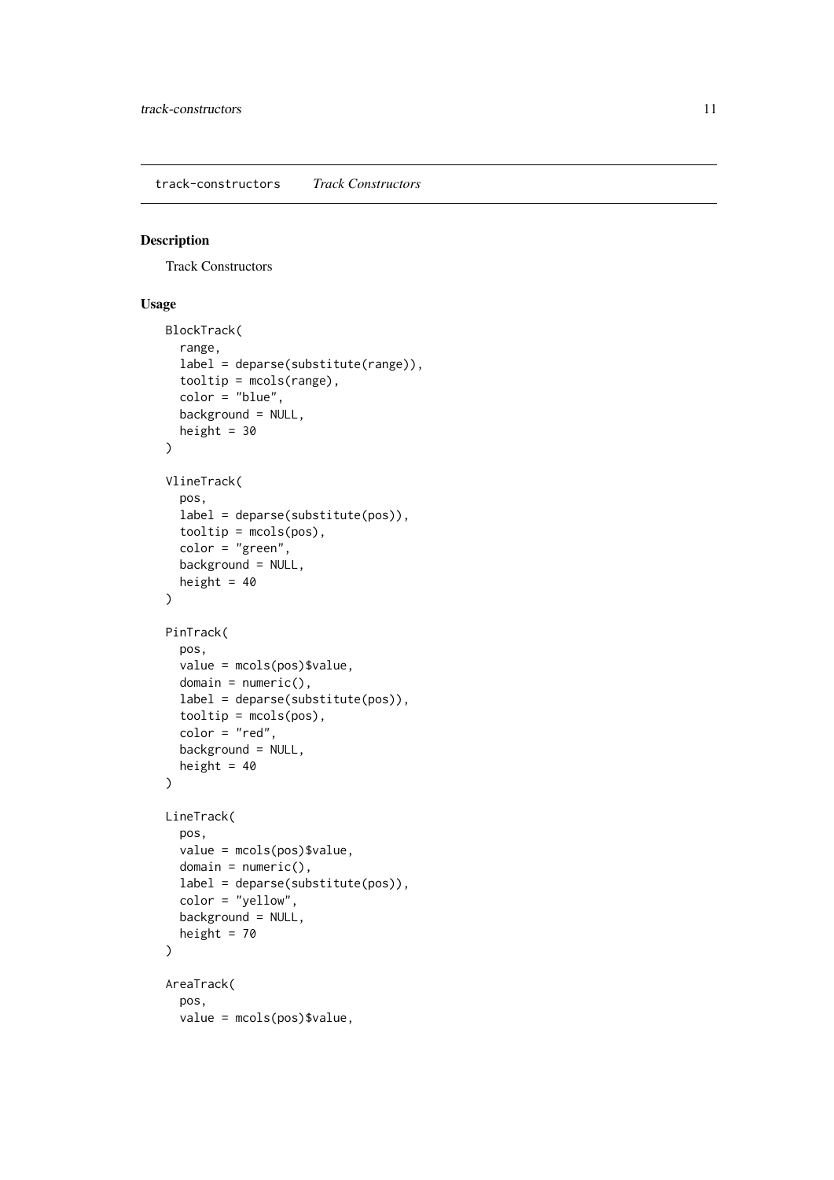## track-constructors *Track Constructors*

### Description

Track Constructors

### Usage

```
BlockTrack(
  range,
  label = deparse(substitute(range)),
  tooltip = mcols(range),
  color = "blue",
  background = NULL,
  height = 30
)

VlineTrack(
  pos,
  label = deparse(substitute(pos)),
  tooltip = mcols(pos),
  color = "green",
  background = NULL,
  height = 40
)

PinTrack(
  pos,
  value = mcols(pos)$value,
  domain = numeric(),
  label = deparse(substitute(pos)),
  tooltip = mcols(pos),
  color = "red",
  background = NULL,
  height = 40
)

LineTrack(
  pos,
  value = mcols(pos)$value,
  domain = numeric(),
  label = deparse(substitute(pos)),
  color = "yellow",
  background = NULL,
  height = 70
)

AreaTrack(
  pos,
  value = mcols(pos)$value,
```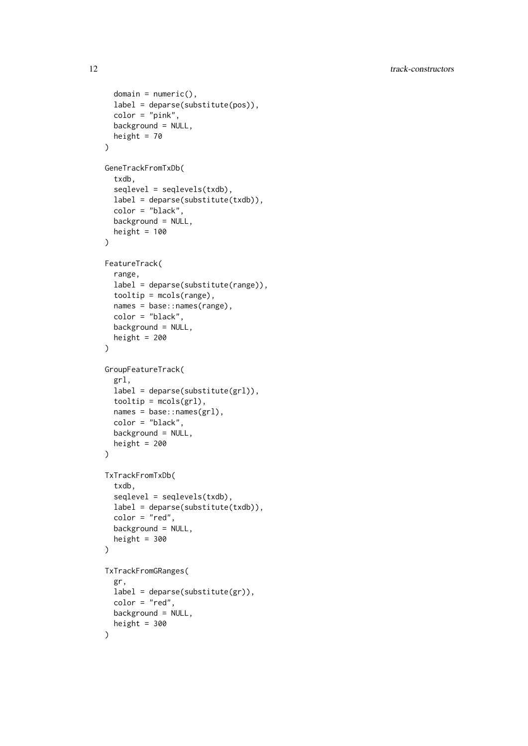```
  domain = numeric(),
  label = deparse(substitute(pos)),
  color = "pink",
  background = NULL,
  height = 70
)

GeneTrackFromTxDb(
  txdb,
  seqlevel = seqlevels(txdb),
  label = deparse(substitute(txdb)),
  color = "black",
  background = NULL,
  height = 100
)

FeatureTrack(
  range,
  label = deparse(substitute(range)),
  tooltip = mcols(range),
  names = base::names(range),
  color = "black",
  background = NULL,
  height = 200
)

GroupFeatureTrack(
  grl,
  label = deparse(substitute(grl)),
  tooltip = mcols(grl),
  names = base::names(grl),
  color = "black",
  background = NULL,
  height = 200
)

TxTrackFromTxDb(
  txdb,
  seqlevel = seqlevels(txdb),
  label = deparse(substitute(txdb)),
  color = "red",
  background = NULL,
  height = 300
)

TxTrackFromGRanges(
  gr,
  label = deparse(substitute(gr)),
  color = "red",
  background = NULL,
  height = 300
)
```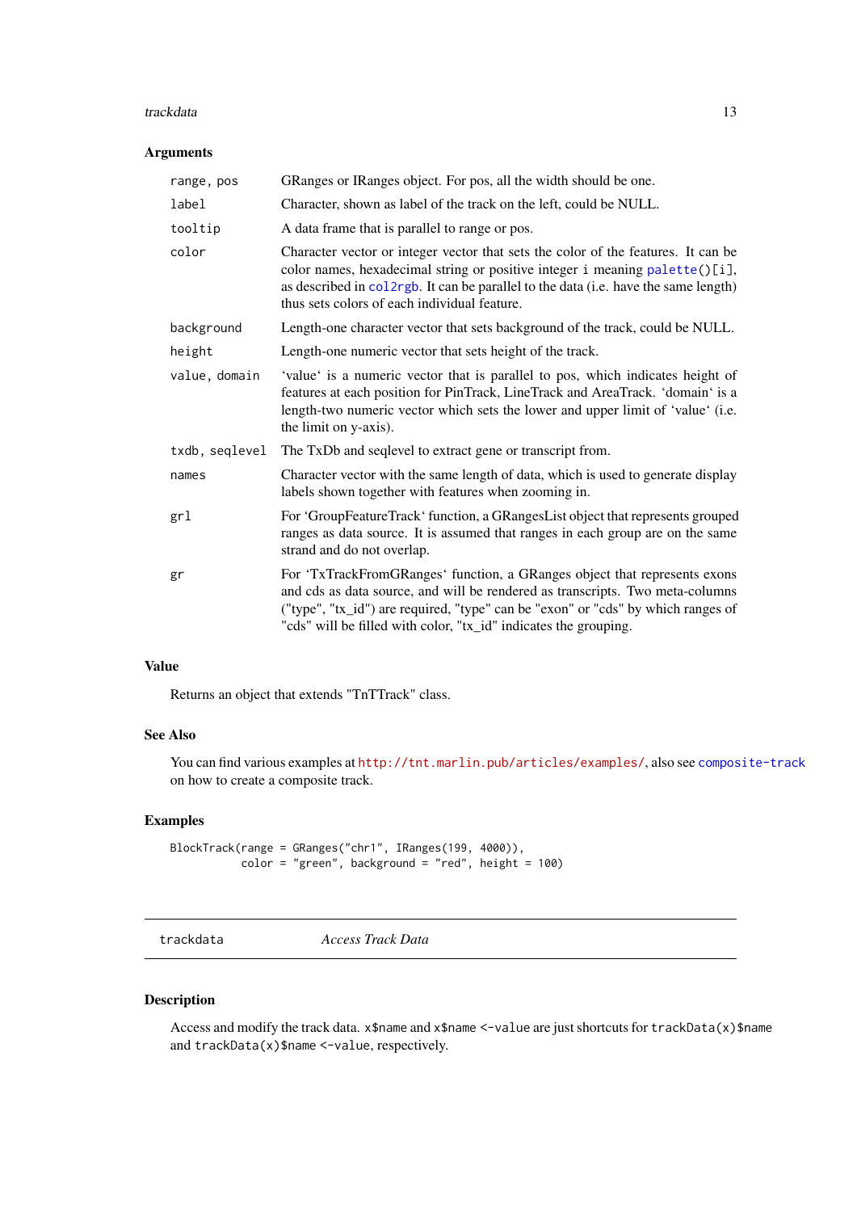### Arguments

| | |
|---|---|
| `range, pos` | GRanges or IRanges object. For pos, all the width should be one. |
| `label` | Character, shown as label of the track on the left, could be NULL. |
| `tooltip` | A data frame that is parallel to range or pos. |
| `color` | Character vector or integer vector that sets the color of the features. It can be color names, hexadecimal string or positive integer i meaning `palette()[i]`, as described in `col2rgb`. It can be parallel to the data (i.e. have the same length) thus sets colors of each individual feature. |
| `background` | Length-one character vector that sets background of the track, could be NULL. |
| `height` | Length-one numeric vector that sets height of the track. |
| `value, domain` | 'value' is a numeric vector that is parallel to pos, which indicates height of features at each position for PinTrack, LineTrack and AreaTrack. 'domain' is a length-two numeric vector which sets the lower and upper limit of 'value' (i.e. the limit on y-axis). |
| `txdb, seqlevel` | The TxDb and seqlevel to extract gene or transcript from. |
| `names` | Character vector with the same length of data, which is used to generate display labels shown together with features when zooming in. |
| `grl` | For 'GroupFeatureTrack' function, a GRangesList object that represents grouped ranges as data source. It is assumed that ranges in each group are on the same strand and do not overlap. |
| `gr` | For 'TxTrackFromGRanges' function, a GRanges object that represents exons and cds as data source, and will be rendered as transcripts. Two meta-columns ("type", "tx_id") are required, "type" can be "exon" or "cds" by which ranges of "cds" will be filled with color, "tx_id" indicates the grouping. |

### Value

Returns an object that extends "TnTTrack" class.

### See Also

You can find various examples at http://tnt.marlin.pub/articles/examples/, also see composite-track on how to create a composite track.

### Examples

```
BlockTrack(range = GRanges("chr1", IRanges(199, 4000)),
           color = "green", background = "red", height = 100)
```

---

## trackdata — *Access Track Data*

---

### Description

Access and modify the track data. `x$name` and `x$name <-value` are just shortcuts for `trackData(x)$name` and `trackData(x)$name <-value`, respectively.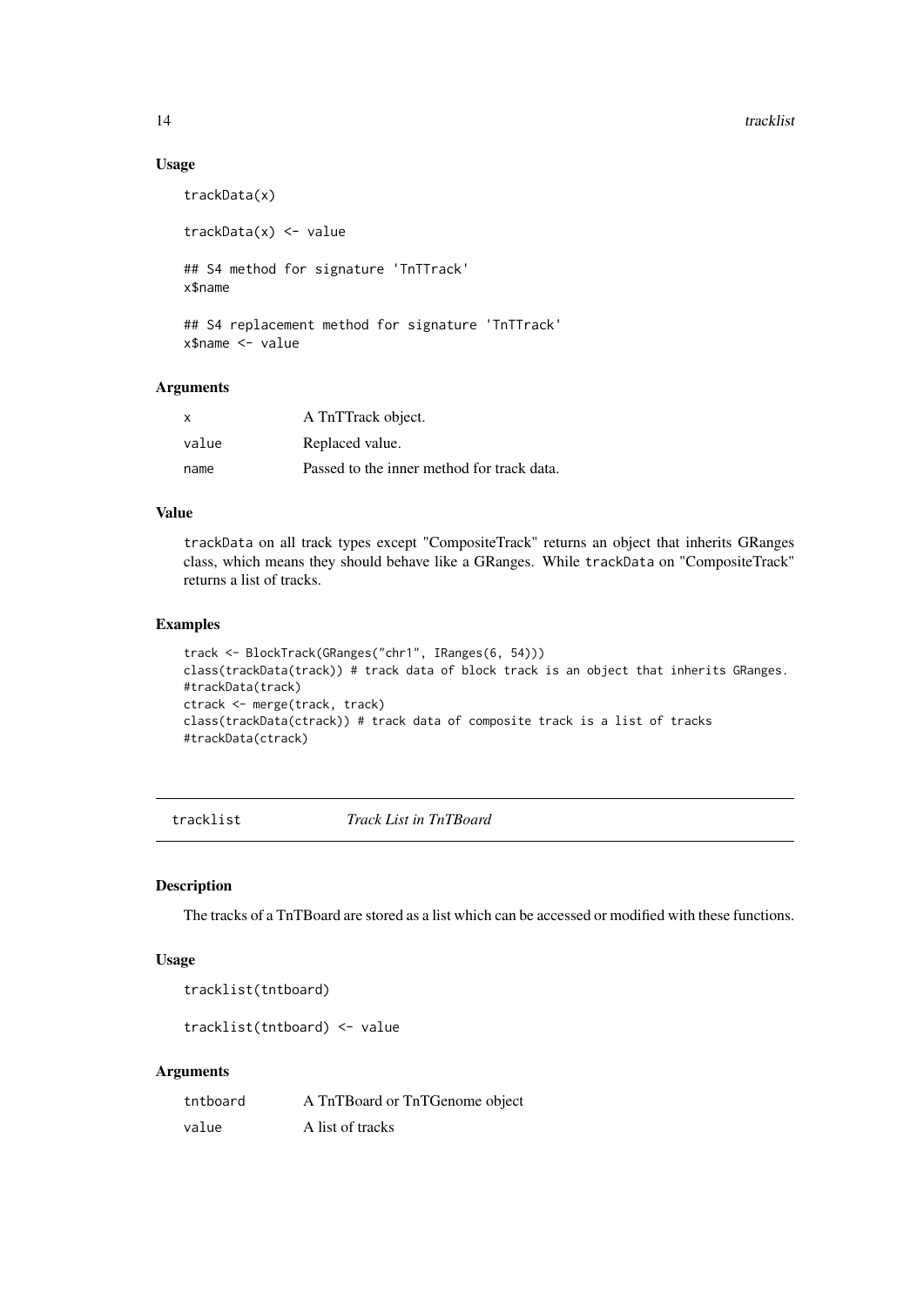### Usage

```
trackData(x)

trackData(x) <- value

## S4 method for signature 'TnTTrack'
x$name

## S4 replacement method for signature 'TnTTrack'
x$name <- value
```

### Arguments

| | |
|---|---|
| x | A TnTTrack object. |
| value | Replaced value. |
| name | Passed to the inner method for track data. |

### Value

trackData on all track types except "CompositeTrack" returns an object that inherits GRanges class, which means they should behave like a GRanges. While trackData on "CompositeTrack" returns a list of tracks.

### Examples

```
track <- BlockTrack(GRanges("chr1", IRanges(6, 54)))
class(trackData(track)) # track data of block track is an object that inherits GRanges.
#trackData(track)
ctrack <- merge(track, track)
class(trackData(ctrack)) # track data of composite track is a list of tracks
#trackData(ctrack)
```

---

## tracklist — *Track List in TnTBoard*

### Description

The tracks of a TnTBoard are stored as a list which can be accessed or modified with these functions.

### Usage

```
tracklist(tntboard)

tracklist(tntboard) <- value
```

### Arguments

| | |
|---|---|
| tntboard | A TnTBoard or TnTGenome object |
| value | A list of tracks |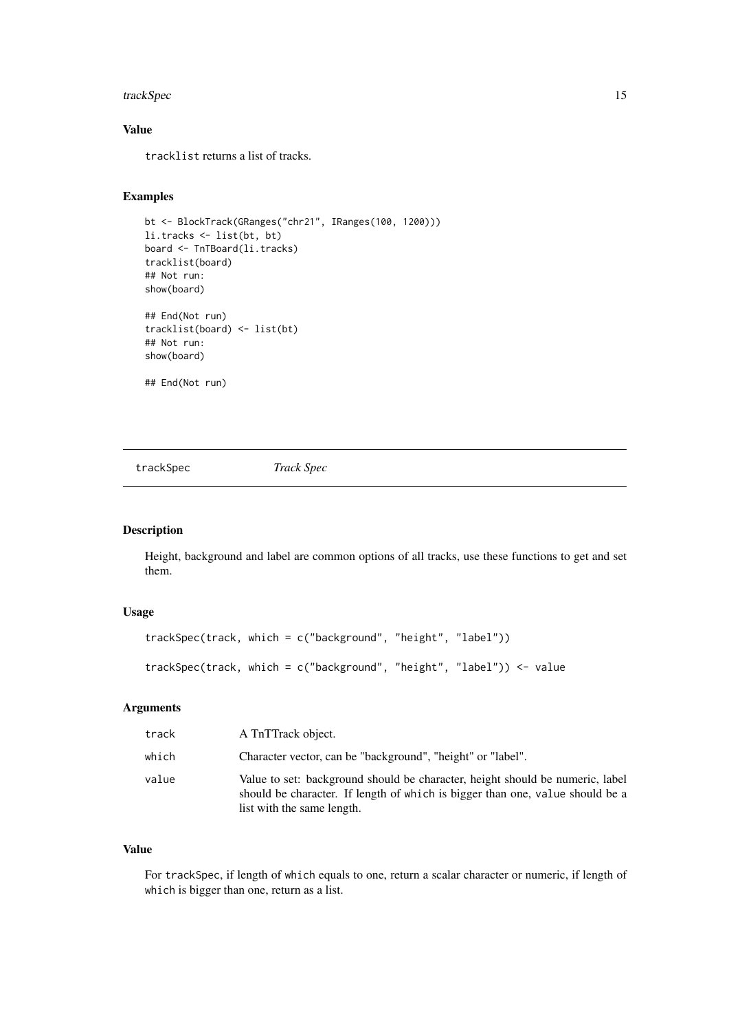### Value

tracklist returns a list of tracks.

### Examples

```
bt <- BlockTrack(GRanges("chr21", IRanges(100, 1200)))
li.tracks <- list(bt, bt)
board <- TnTBoard(li.tracks)
tracklist(board)
## Not run:
show(board)

## End(Not run)
tracklist(board) <- list(bt)
## Not run:
show(board)

## End(Not run)
```

---

## trackSpec &nbsp;&nbsp;&nbsp;&nbsp; *Track Spec*

---

### Description

Height, background and label are common options of all tracks, use these functions to get and set them.

### Usage

```
trackSpec(track, which = c("background", "height", "label"))

trackSpec(track, which = c("background", "height", "label")) <- value
```

### Arguments

| | |
|---|---|
| track | A TnTTrack object. |
| which | Character vector, can be "background", "height" or "label". |
| value | Value to set: background should be character, height should be numeric, label should be character. If length of which is bigger than one, value should be a list with the same length. |

### Value

For trackSpec, if length of which equals to one, return a scalar character or numeric, if length of which is bigger than one, return as a list.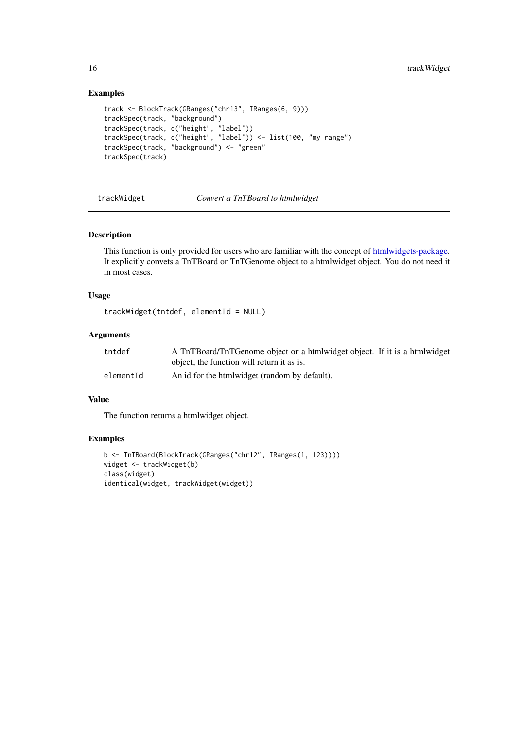## Examples

```
track <- BlockTrack(GRanges("chr13", IRanges(6, 9)))
trackSpec(track, "background")
trackSpec(track, c("height", "label"))
trackSpec(track, c("height", "label")) <- list(100, "my range")
trackSpec(track, "background") <- "green"
trackSpec(track)
```

---

# trackWidget *Convert a TnTBoard to htmlwidget*

---

## Description

This function is only provided for users who are familiar with the concept of htmlwidgets-package. It explicitly convets a TnTBoard or TnTGenome object to a htmlwidget object. You do not need it in most cases.

## Usage

```
trackWidget(tntdef, elementId = NULL)
```

## Arguments

| | |
|---|---|
| `tntdef` | A TnTBoard/TnTGenome object or a htmlwidget object. If it is a htmlwidget object, the function will return it as is. |
| `elementId` | An id for the htmlwidget (random by default). |

## Value

The function returns a htmlwidget object.

## Examples

```
b <- TnTBoard(BlockTrack(GRanges("chr12", IRanges(1, 123))))
widget <- trackWidget(b)
class(widget)
identical(widget, trackWidget(widget))
```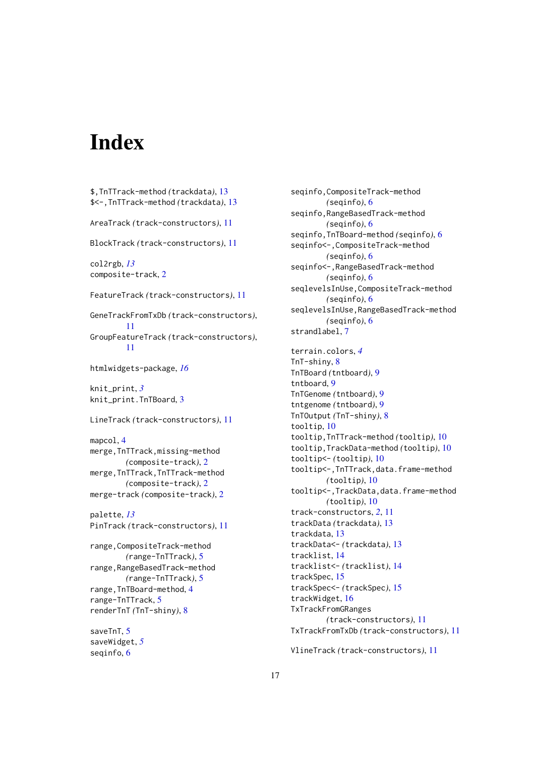# Index

$,TnTTrack-method *(trackdata)*, 13
$<-,TnTTrack-method *(trackdata)*, 13

AreaTrack *(track-constructors)*, 11

BlockTrack *(track-constructors)*, 11

col2rgb, *13*
composite-track, 2

FeatureTrack *(track-constructors)*, 11

GeneTrackFromTxDb *(track-constructors)*, 11
GroupFeatureTrack *(track-constructors)*, 11

htmlwidgets-package, *16*

knit_print, *3*
knit_print.TnTBoard, 3

LineTrack *(track-constructors)*, 11

mapcol, 4
merge,TnTTrack,missing-method *(composite-track)*, 2
merge,TnTTrack,TnTTrack-method *(composite-track)*, 2
merge-track *(composite-track)*, 2

palette, *13*
PinTrack *(track-constructors)*, 11

range,CompositeTrack-method *(range-TnTTrack)*, 5
range,RangeBasedTrack-method *(range-TnTTrack)*, 5
range,TnTBoard-method, 4
range-TnTTrack, 5
renderTnT *(TnT-shiny)*, 8

saveTnT, 5
saveWidget, *5*
seqinfo, 6
seqinfo,CompositeTrack-method *(seqinfo)*, 6
seqinfo,RangeBasedTrack-method *(seqinfo)*, 6
seqinfo,TnTBoard-method *(seqinfo)*, 6
seqinfo<-,CompositeTrack-method *(seqinfo)*, 6
seqinfo<-,RangeBasedTrack-method *(seqinfo)*, 6
seqlevelsInUse,CompositeTrack-method *(seqinfo)*, 6
seqlevelsInUse,RangeBasedTrack-method *(seqinfo)*, 6
strandlabel, 7

terrain.colors, *4*
TnT-shiny, 8
TnTBoard *(tntboard)*, 9
tntboard, 9
TnTGenome *(tntboard)*, 9
tntgenome *(tntboard)*, 9
TnTOutput *(TnT-shiny)*, 8
tooltip, 10
tooltip,TnTTrack-method *(tooltip)*, 10
tooltip,TrackData-method *(tooltip)*, 10
tooltip<- *(tooltip)*, 10
tooltip<-,TnTTrack,data.frame-method *(tooltip)*, 10
tooltip<-,TrackData,data.frame-method *(tooltip)*, 10
track-constructors, *2*, 11
trackData *(trackdata)*, 13
trackdata, 13
trackData<- *(trackdata)*, 13
tracklist, 14
tracklist<- *(tracklist)*, 14
trackSpec, 15
trackSpec<- *(trackSpec)*, 15
trackWidget, 16
TxTrackFromGRanges *(track-constructors)*, 11
TxTrackFromTxDb *(track-constructors)*, 11

VlineTrack *(track-constructors)*, 11